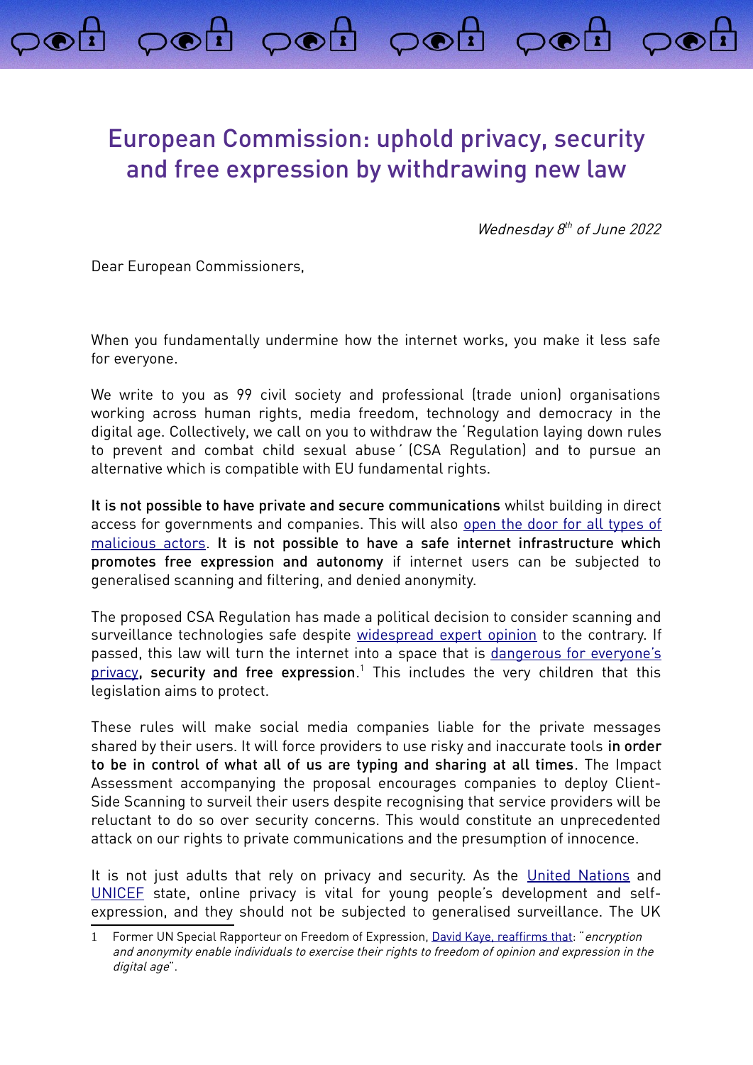# European Commission: uphold privacy, security and free expression by withdrawing new law

*Wednesday 8th of June 2022*

Dear European Commissioners,

When you fundamentally undermine how the internet works, you make it less safe for everyone.

We write to you as 99 civil society and professional (trade union) organisations working across human rights, media freedom, technology and democracy in the digital age. Collectively, we call on you to withdraw the 'Regulation laying down rules to prevent and combat child sexual abuse' (CSA Regulation) and to pursue an alternative which is compatible with EU fundamental rights.

**It is not possible to have private and secure communications** whilst building in direct access for governments and companies. This will also open the door for all types of malicious actors. **It is not possible to have a safe internet infrastructure which promotes free expression and autonomy** if internet users can be subjected to generalised scanning and filtering, and denied anonymity.

The proposed CSA Regulation has made a political decision to consider scanning and surveillance technologies safe despite widespread expert opinion to the contrary. If passed, this law will turn the internet into a space that is dangerous for everyone's privacy**, security and free expression**.[1] This includes the very children that this legislation aims to protect.

These rules will make social media companies liable for the private messages shared by their users. It will force providers to use risky and inaccurate tools **in order to be in control of what all of us are typing and sharing at all times**. The Impact Assessment accompanying the proposal encourages companies to deploy Client-Side Scanning to surveil their users despite recognising that service providers will be reluctant to do so over security concerns. This would constitute an unprecedented attack on our rights to private communications and the presumption of innocence.

It is not just adults that rely on privacy and security. As the United Nations and UNICEF state, online privacy is vital for young people's development and self-expression, and they should not be subjected to generalised surveillance. The UK

1 Former UN Special Rapporteur on Freedom of Expression, David Kaye, reaffirms that: "*encryption and anonymity enable individuals to exercise their rights to freedom of opinion and expression in the digital age*".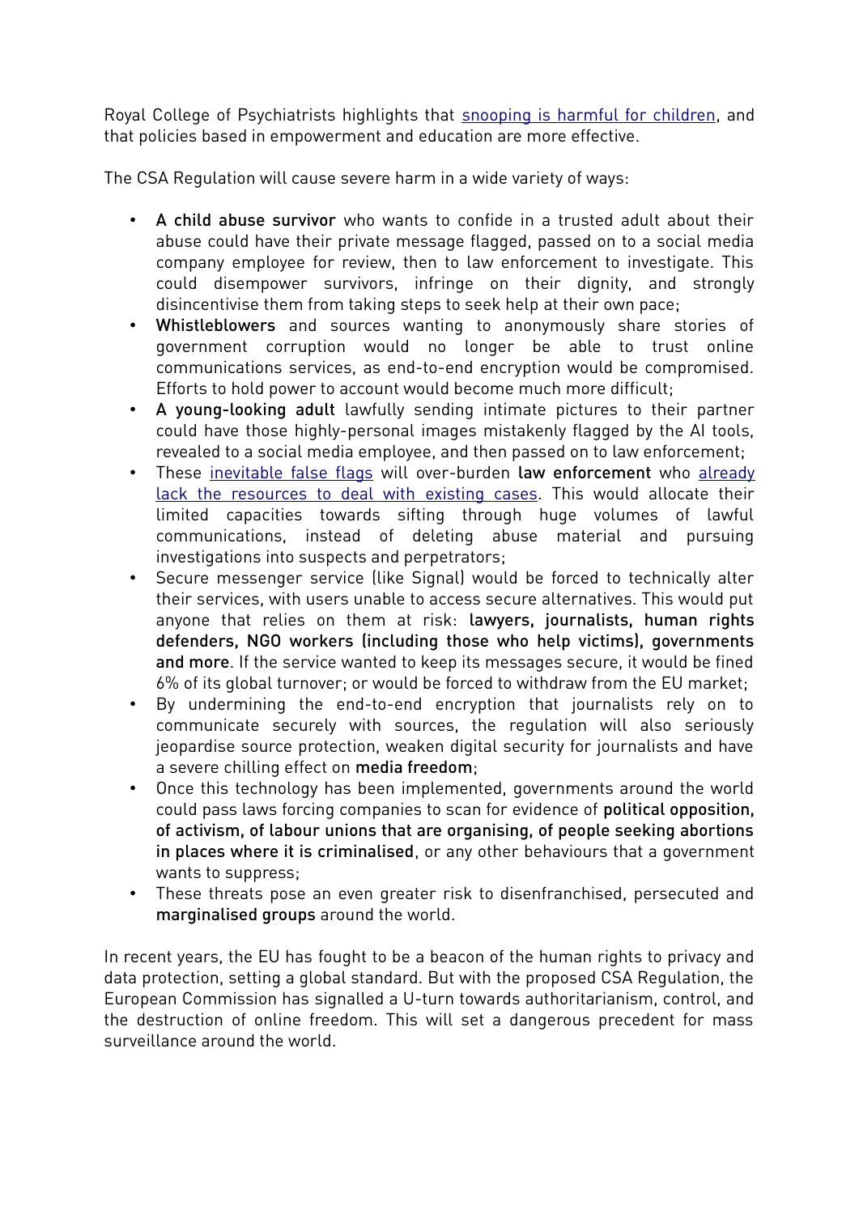Royal College of Psychiatrists highlights that snooping is harmful for children, and that policies based in empowerment and education are more effective.

The CSA Regulation will cause severe harm in a wide variety of ways:

- **A child abuse survivor** who wants to confide in a trusted adult about their abuse could have their private message flagged, passed on to a social media company employee for review, then to law enforcement to investigate. This could disempower survivors, infringe on their dignity, and strongly disincentivise them from taking steps to seek help at their own pace;
- **Whistleblowers** and sources wanting to anonymously share stories of government corruption would no longer be able to trust online communications services, as end-to-end encryption would be compromised. Efforts to hold power to account would become much more difficult;
- **A young-looking adult** lawfully sending intimate pictures to their partner could have those highly-personal images mistakenly flagged by the AI tools, revealed to a social media employee, and then passed on to law enforcement;
- These inevitable false flags will over-burden **law enforcement** who already lack the resources to deal with existing cases. This would allocate their limited capacities towards sifting through huge volumes of lawful communications, instead of deleting abuse material and pursuing investigations into suspects and perpetrators;
- Secure messenger service (like Signal) would be forced to technically alter their services, with users unable to access secure alternatives. This would put anyone that relies on them at risk: **lawyers, journalists, human rights defenders, NGO workers (including those who help victims), governments and more**. If the service wanted to keep its messages secure, it would be fined 6% of its global turnover; or would be forced to withdraw from the EU market;
- By undermining the end-to-end encryption that journalists rely on to communicate securely with sources, the regulation will also seriously jeopardise source protection, weaken digital security for journalists and have a severe chilling effect on **media freedom**;
- Once this technology has been implemented, governments around the world could pass laws forcing companies to scan for evidence of **political opposition, of activism, of labour unions that are organising, of people seeking abortions in places where it is criminalised**, or any other behaviours that a government wants to suppress;
- These threats pose an even greater risk to disenfranchised, persecuted and **marginalised groups** around the world.

In recent years, the EU has fought to be a beacon of the human rights to privacy and data protection, setting a global standard. But with the proposed CSA Regulation, the European Commission has signalled a U-turn towards authoritarianism, control, and the destruction of online freedom. This will set a dangerous precedent for mass surveillance around the world.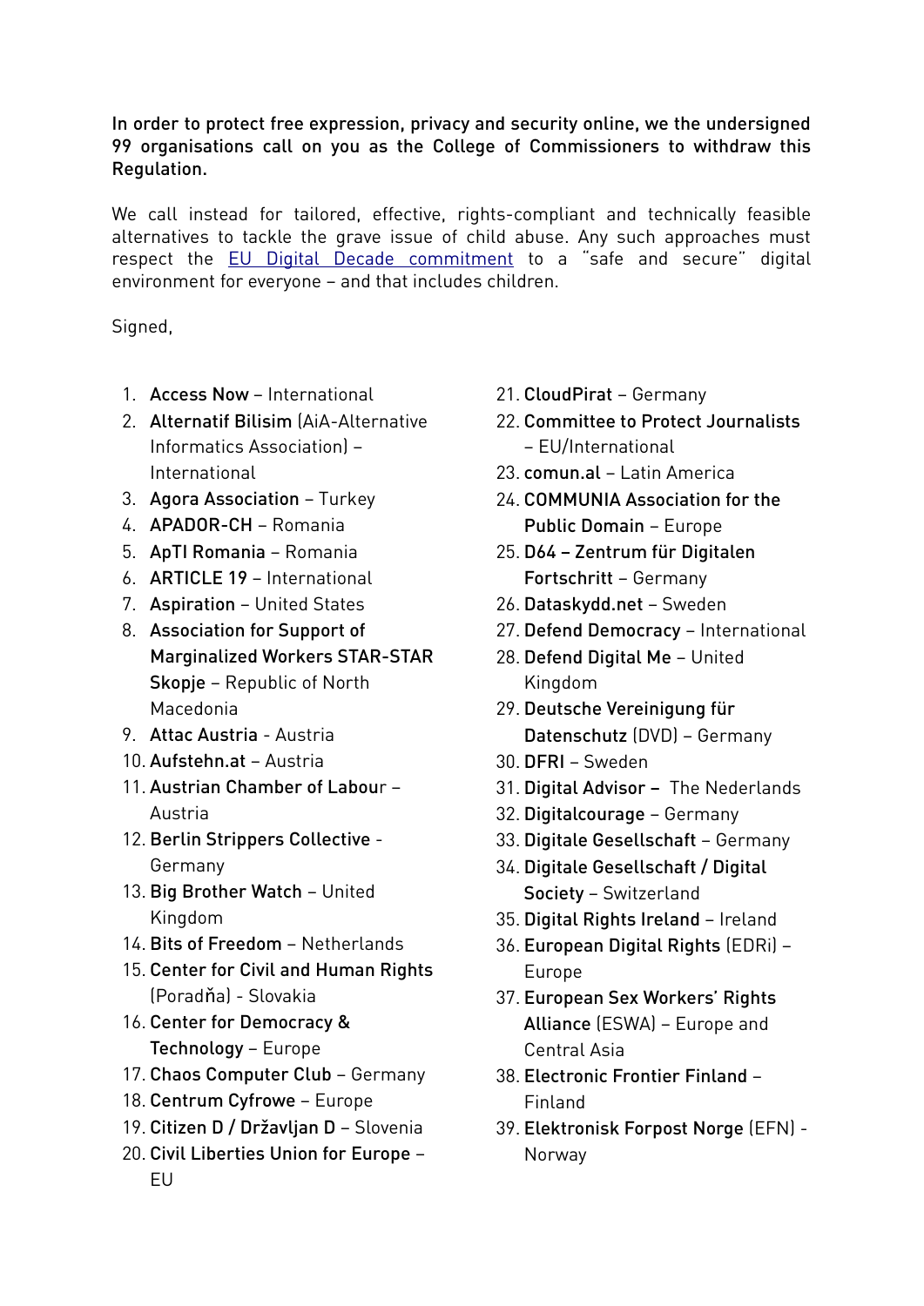**In order to protect free expression, privacy and security online, we the undersigned 99 organisations call on you as the College of Commissioners to withdraw this Regulation.**

We call instead for tailored, effective, rights-compliant and technically feasible alternatives to tackle the grave issue of child abuse. Any such approaches must respect the [EU Digital Decade commitment]() to a "safe and secure" digital environment for everyone – and that includes children.

Signed,

1. **Access Now** – International
2. **Alternatif Bilisim** (AiA-Alternative Informatics Association) – International
3. **Agora Association** – Turkey
4. **APADOR-CH** – Romania
5. **ApTI Romania** – Romania
6. **ARTICLE 19** – International
7. **Aspiration** – United States
8. **Association for Support of Marginalized Workers STAR-STAR Skopje** – Republic of North Macedonia
9. **Attac Austria** - Austria
10. **Aufstehn.at** – Austria
11. **Austrian Chamber of Labou**r – Austria
12. **Berlin Strippers Collective** - Germany
13. **Big Brother Watch** – United Kingdom
14. **Bits of Freedom** – Netherlands
15. **Center for Civil and Human Rights** (Poradňa) - Slovakia
16. **Center for Democracy & Technology** – Europe
17. **Chaos Computer Club** – Germany
18. **Centrum Cyfrowe** – Europe
19. **Citizen D / Državljan D** – Slovenia
20. **Civil Liberties Union for Europe** – EU
21. **CloudPirat** – Germany
22. **Committee to Protect Journalists** – EU/International
23. **comun.al** – Latin America
24. **COMMUNIA Association for the Public Domain** – Europe
25. **D64 – Zentrum für Digitalen Fortschritt** – Germany
26. **Dataskydd.net** – Sweden
27. **Defend Democracy** – International
28. **Defend Digital Me** – United Kingdom
29. **Deutsche Vereinigung für Datenschutz** (DVD) – Germany
30. **DFRI** – Sweden
31. **Digital Advisor –** The Nederlands
32. **Digitalcourage** – Germany
33. **Digitale Gesellschaft** – Germany
34. **Digitale Gesellschaft / Digital Society** – Switzerland
35. **Digital Rights Ireland** – Ireland
36. **European Digital Rights** (EDRi) – Europe
37. **European Sex Workers' Rights Alliance** (ESWA) – Europe and Central Asia
38. **Electronic Frontier Finland** – Finland
39. **Elektronisk Forpost Norge** (EFN) - Norway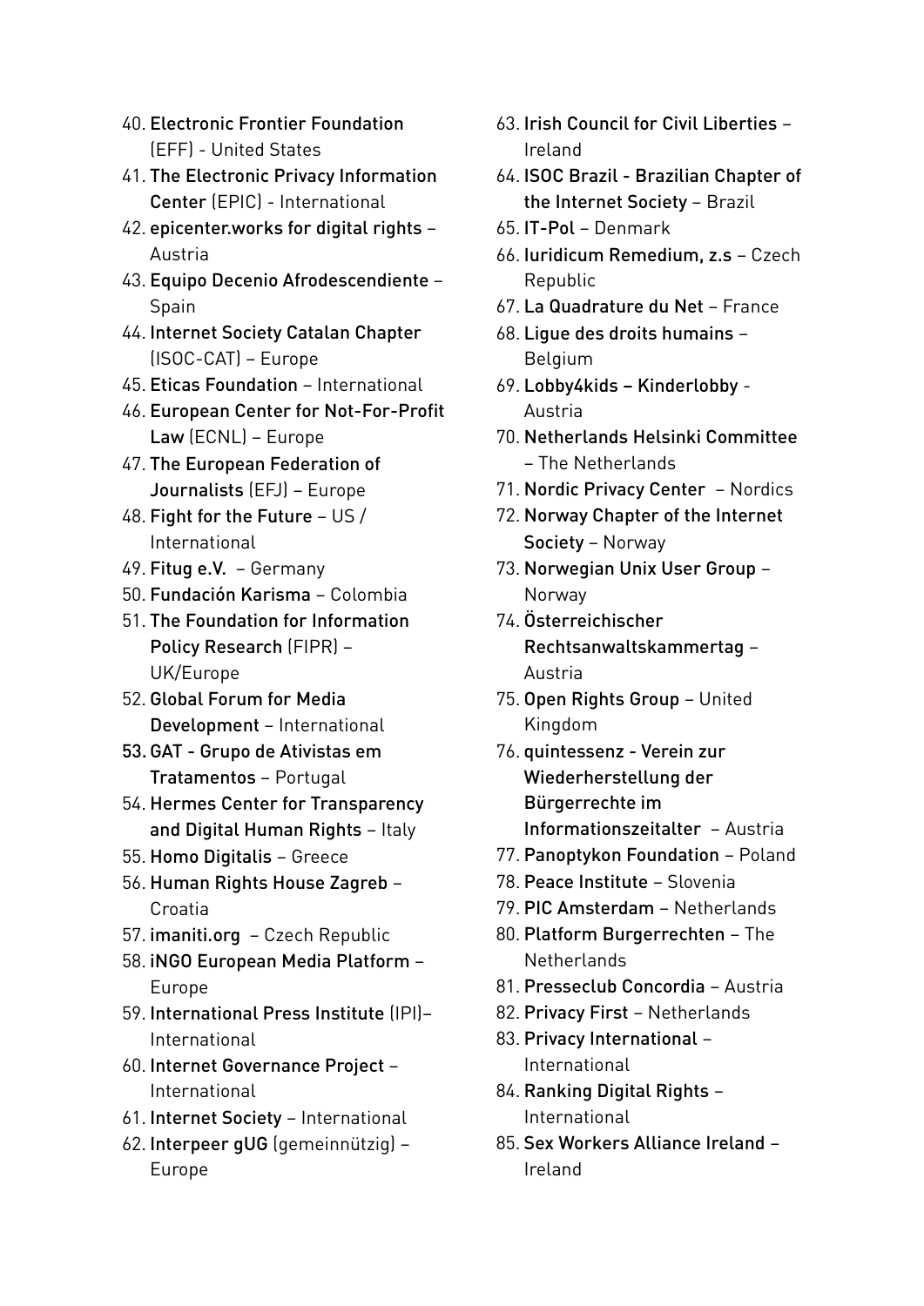40. **Electronic Frontier Foundation** (EFF) - United States
41. **The Electronic Privacy Information Center** (EPIC) - International
42. **epicenter.works for digital rights** – Austria
43. **Equipo Decenio Afrodescendiente** – Spain
44. **Internet Society Catalan Chapter** (ISOC-CAT) – Europe
45. **Eticas Foundation** – International
46. **European Center for Not-For-Profit Law** (ECNL) – Europe
47. **The European Federation of Journalists** (EFJ) – Europe
48. **Fight for the Future** – US / International
49. **Fitug e.V.** – Germany
50. **Fundación Karisma** – Colombia
51. **The Foundation for Information Policy Research** (FIPR) – UK/Europe
52. **Global Forum for Media Development** – International
53. **GAT - Grupo de Ativistas em Tratamentos** – Portugal
54. **Hermes Center for Transparency and Digital Human Rights** – Italy
55. **Homo Digitalis** – Greece
56. **Human Rights House Zagreb** – Croatia
57. **imaniti.org** – Czech Republic
58. **iNGO European Media Platform** – Europe
59. **International Press Institute** (IPI)– International
60. **Internet Governance Project** – International
61. **Internet Society** – International
62. **Interpeer gUG** (gemeinnützig) – Europe
63. **Irish Council for Civil Liberties** – Ireland
64. **ISOC Brazil - Brazilian Chapter of the Internet Society** – Brazil
65. **IT-Pol** – Denmark
66. **Iuridicum Remedium, z.s** – Czech Republic
67. **La Quadrature du Net** – France
68. **Ligue des droits humains** – Belgium
69. **Lobby4kids – Kinderlobby** - Austria
70. **Netherlands Helsinki Committee** – The Netherlands
71. **Nordic Privacy Center** – Nordics
72. **Norway Chapter of the Internet Society** – Norway
73. **Norwegian Unix User Group** – Norway
74. **Österreichischer Rechtsanwaltskammertag** – Austria
75. **Open Rights Group** – United Kingdom
76. **quintessenz - Verein zur Wiederherstellung der Bürgerrechte im Informationszeitalter** – Austria
77. **Panoptykon Foundation** – Poland
78. **Peace Institute** – Slovenia
79. **PIC Amsterdam** – Netherlands
80. **Platform Burgerrechten** – The Netherlands
81. **Presseclub Concordia** – Austria
82. **Privacy First** – Netherlands
83. **Privacy International** – International
84. **Ranking Digital Rights** – International
85. **Sex Workers Alliance Ireland** – Ireland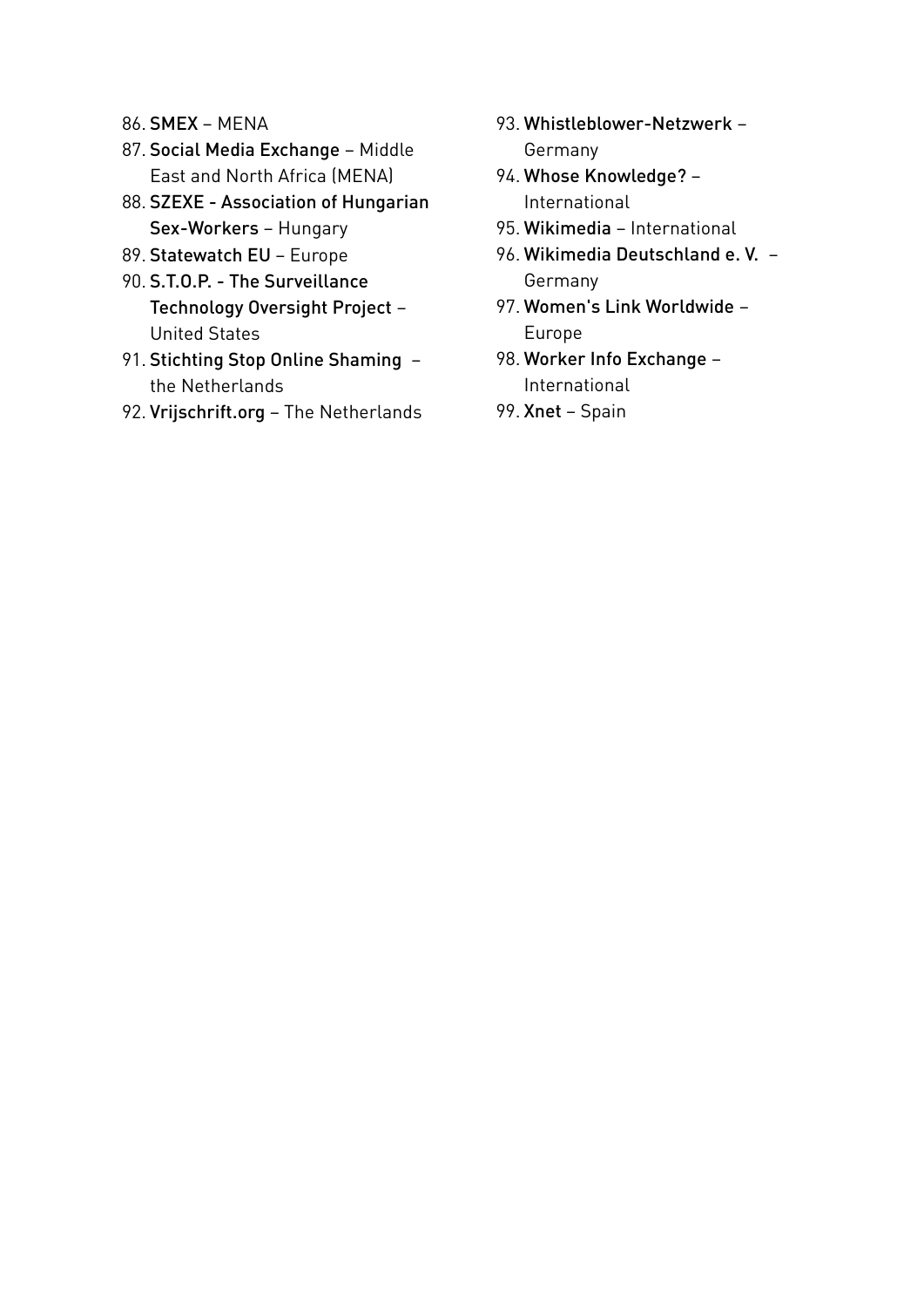86. **SMEX** – MENA
87. **Social Media Exchange** – Middle East and North Africa (MENA)
88. **SZEXE - Association of Hungarian Sex-Workers** – Hungary
89. **Statewatch EU** – Europe
90. **S.T.O.P. - The Surveillance Technology Oversight Project** – United States
91. **Stichting Stop Online Shaming** – the Netherlands
92. **Vrijschrift.org** – The Netherlands
93. **Whistleblower-Netzwerk** – Germany
94. **Whose Knowledge?** – International
95. **Wikimedia** – International
96. **Wikimedia Deutschland e. V.** – Germany
97. **Women's Link Worldwide** – Europe
98. **Worker Info Exchange** – International
99. **Xnet** – Spain